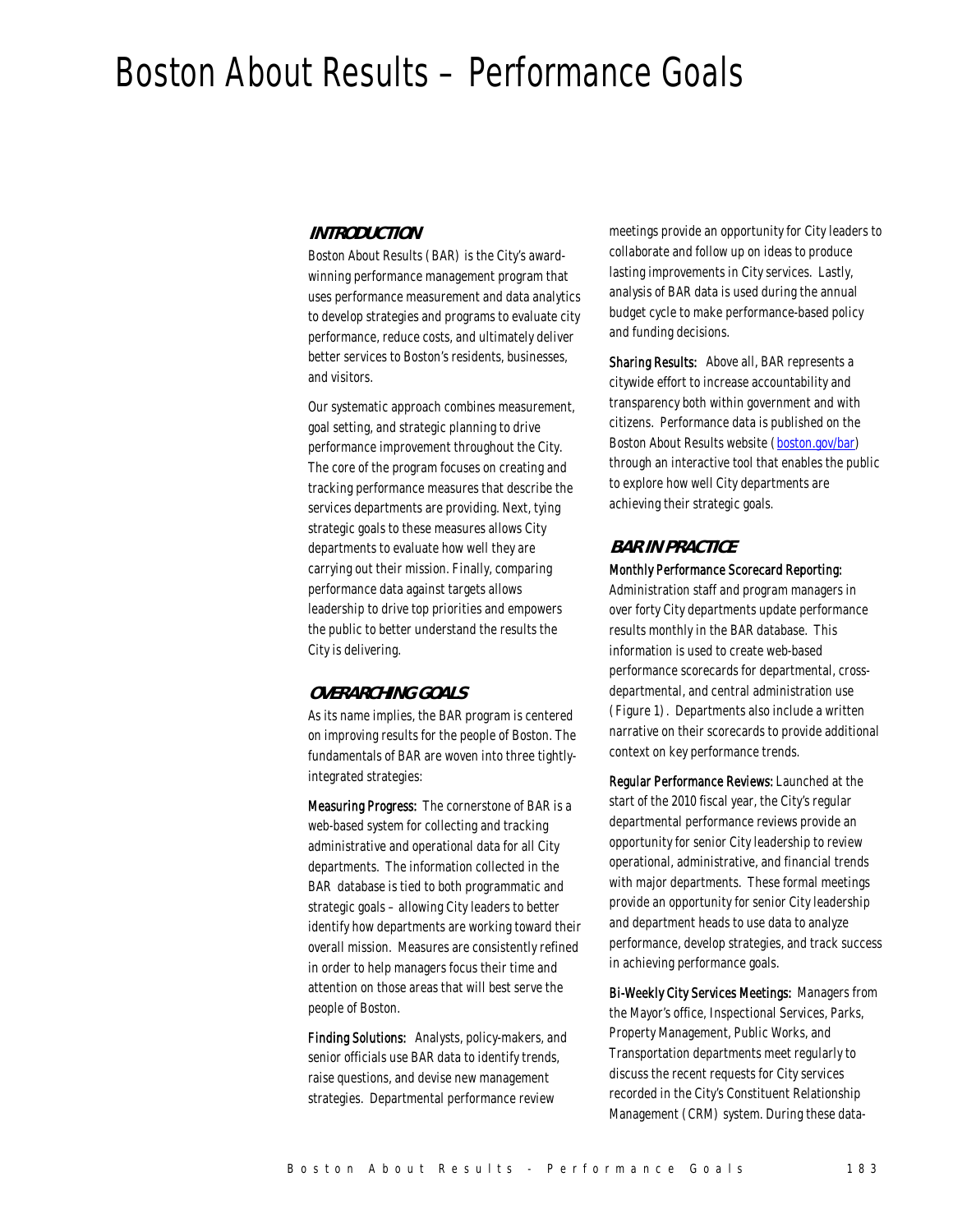# Boston About Results – Performance Goals

## INTRODUCTION

Boston About Results (BAR) is the City's award-winning performance management program that uses performance measurement and data analytics to develop strategies and programs to evaluate city performance, reduce costs, and ultimately deliver better services to Boston's residents, businesses, and visitors.

Our systematic approach combines measurement, goal setting, and strategic planning to drive performance improvement throughout the City. The core of the program focuses on creating and tracking performance measures that describe the services departments are providing. Next, tying strategic goals to these measures allows City departments to evaluate how well they are carrying out their mission. Finally, comparing performance data against targets allows leadership to drive top priorities and empowers the public to better understand the results the City is delivering.

## OVERARCHING GOALS

As its name implies, the BAR program is centered on improving results for the people of Boston. The fundamentals of BAR are woven into three tightly-integrated strategies:

Measuring Progress: The cornerstone of BAR is a web-based system for collecting and tracking administrative and operational data for all City departments. The information collected in the BAR database is tied to both programmatic and strategic goals – allowing City leaders to better identify how departments are working toward their overall mission. Measures are consistently refined in order to help managers focus their time and attention on those areas that will best serve the people of Boston.

Finding Solutions: Analysts, policy-makers, and senior officials use BAR data to identify trends, raise questions, and devise new management strategies. Departmental performance review meetings provide an opportunity for City leaders to collaborate and follow up on ideas to produce lasting improvements in City services. Lastly, analysis of BAR data is used during the annual budget cycle to make performance-based policy and funding decisions.

Sharing Results: Above all, BAR represents a citywide effort to increase accountability and transparency both within government and with citizens. Performance data is published on the Boston About Results website (boston.gov/bar) through an interactive tool that enables the public to explore how well City departments are achieving their strategic goals.

## BAR IN PRACTICE

Monthly Performance Scorecard Reporting: Administration staff and program managers in over forty City departments update performance results monthly in the BAR database. This information is used to create web-based performance scorecards for departmental, cross-departmental, and central administration use (Figure 1). Departments also include a written narrative on their scorecards to provide additional context on key performance trends.

Regular Performance Reviews: Launched at the start of the 2010 fiscal year, the City's regular departmental performance reviews provide an opportunity for senior City leadership to review operational, administrative, and financial trends with major departments. These formal meetings provide an opportunity for senior City leadership and department heads to use data to analyze performance, develop strategies, and track success in achieving performance goals.

Bi-Weekly City Services Meetings: Managers from the Mayor's office, Inspectional Services, Parks, Property Management, Public Works, and Transportation departments meet regularly to discuss the recent requests for City services recorded in the City's Constituent Relationship Management (CRM) system. During these data-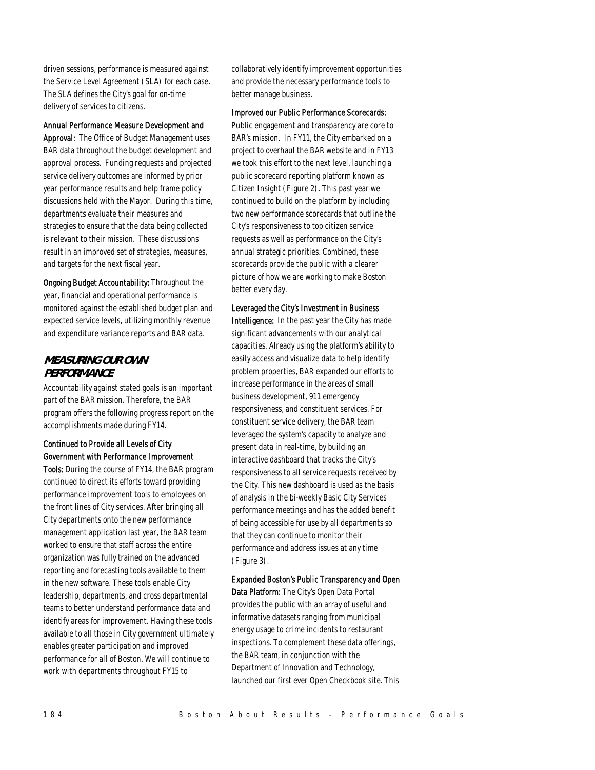driven sessions, performance is measured against the Service Level Agreement (SLA) for each case. The SLA defines the City's goal for on-time delivery of services to citizens.

**Annual Performance Measure Development and Approval:** The Office of Budget Management uses BAR data throughout the budget development and approval process. Funding requests and projected service delivery outcomes are informed by prior year performance results and help frame policy discussions held with the Mayor. During this time, departments evaluate their measures and strategies to ensure that the data being collected is relevant to their mission. These discussions result in an improved set of strategies, measures, and targets for the next fiscal year.

**Ongoing Budget Accountability:** Throughout the year, financial and operational performance is monitored against the established budget plan and expected service levels, utilizing monthly revenue and expenditure variance reports and BAR data.

## MEASURING OUR OWN PERFORMANCE

Accountability against stated goals is an important part of the BAR mission. Therefore, the BAR program offers the following progress report on the accomplishments made during FY14.

**Continued to Provide all Levels of City Government with Performance Improvement Tools:** During the course of FY14, the BAR program continued to direct its efforts toward providing performance improvement tools to employees on the front lines of City services. After bringing all City departments onto the new performance management application last year, the BAR team worked to ensure that staff across the entire organization was fully trained on the advanced reporting and forecasting tools available to them in the new software. These tools enable City leadership, departments, and cross departmental teams to better understand performance data and identify areas for improvement. Having these tools available to all those in City government ultimately enables greater participation and improved performance for all of Boston. We will continue to work with departments throughout FY15 to collaboratively identify improvement opportunities and provide the necessary performance tools to better manage business.

**Improved our Public Performance Scorecards:** Public engagement and transparency are core to BAR's mission. In FY11, the City embarked on a project to overhaul the BAR website and in FY13 we took this effort to the next level, launching a public scorecard reporting platform known as Citizen Insight (Figure 2). This past year we continued to build on the platform by including two new performance scorecards that outline the City's responsiveness to top citizen service requests as well as performance on the City's annual strategic priorities. Combined, these scorecards provide the public with a clearer picture of how we are working to make Boston better every day.

**Leveraged the City's Investment in Business Intelligence:** In the past year the City has made significant advancements with our analytical capacities. Already using the platform's ability to easily access and visualize data to help identify problem properties, BAR expanded our efforts to increase performance in the areas of small business development, 911 emergency responsiveness, and constituent services. For constituent service delivery, the BAR team leveraged the system's capacity to analyze and present data in real-time, by building an interactive dashboard that tracks the City's responsiveness to all service requests received by the City. This new dashboard is used as the basis of analysis in the bi-weekly Basic City Services performance meetings and has the added benefit of being accessible for use by all departments so that they can continue to monitor their performance and address issues at any time (Figure 3).

**Expanded Boston's Public Transparency and Open Data Platform:** The City's Open Data Portal provides the public with an array of useful and informative datasets ranging from municipal energy usage to crime incidents to restaurant inspections. To complement these data offerings, the BAR team, in conjunction with the Department of Innovation and Technology, launched our first ever Open Checkbook site. This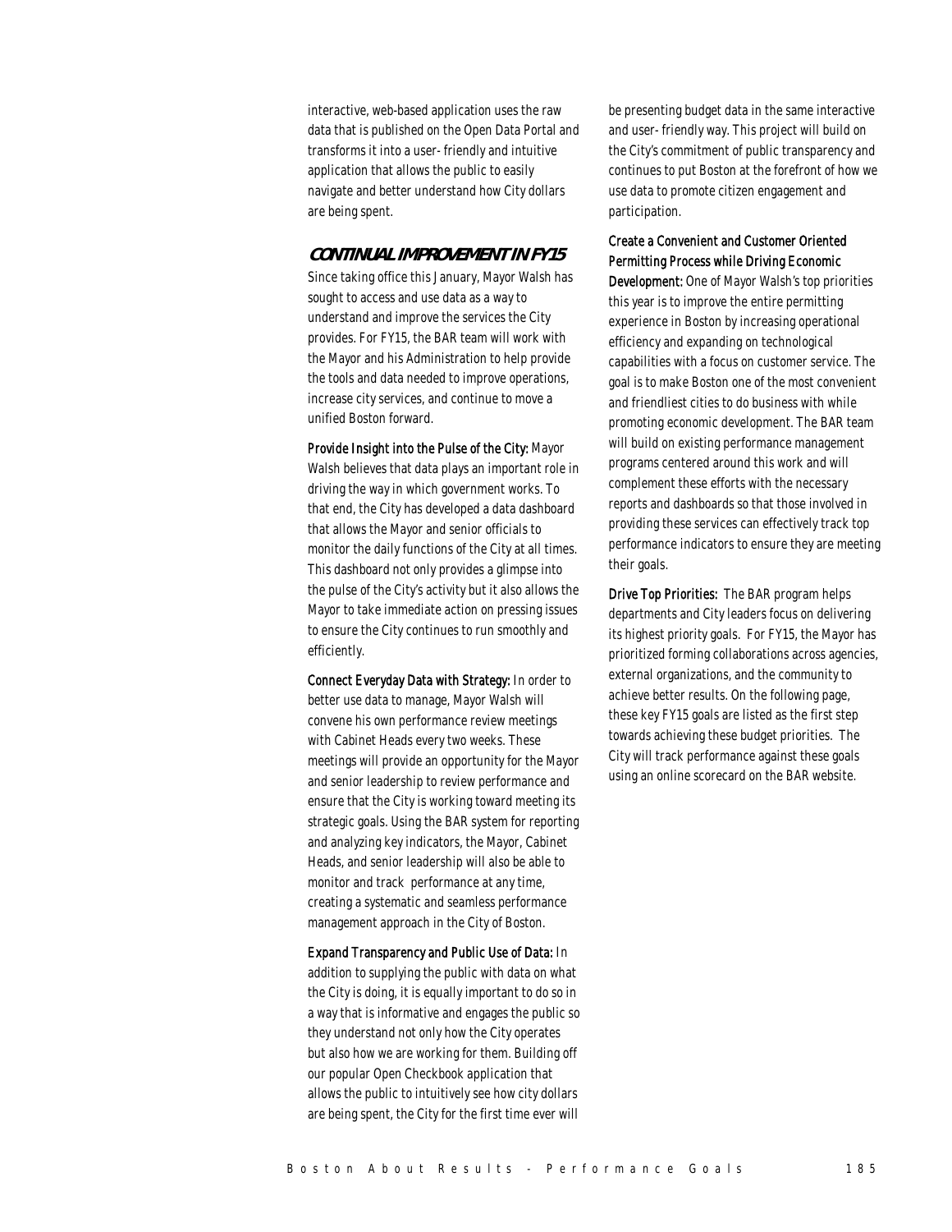interactive, web-based application uses the raw data that is published on the Open Data Portal and transforms it into a user- friendly and intuitive application that allows the public to easily navigate and better understand how City dollars are being spent.

## CONTINUAL IMPROVEMENT IN FY15

Since taking office this January, Mayor Walsh has sought to access and use data as a way to understand and improve the services the City provides. For FY15, the BAR team will work with the Mayor and his Administration to help provide the tools and data needed to improve operations, increase city services, and continue to move a unified Boston forward.

**Provide Insight into the Pulse of the City:** Mayor Walsh believes that data plays an important role in driving the way in which government works. To that end, the City has developed a data dashboard that allows the Mayor and senior officials to monitor the daily functions of the City at all times. This dashboard not only provides a glimpse into the pulse of the City's activity but it also allows the Mayor to take immediate action on pressing issues to ensure the City continues to run smoothly and efficiently.

**Connect Everyday Data with Strategy:** In order to better use data to manage, Mayor Walsh will convene his own performance review meetings with Cabinet Heads every two weeks. These meetings will provide an opportunity for the Mayor and senior leadership to review performance and ensure that the City is working toward meeting its strategic goals. Using the BAR system for reporting and analyzing key indicators, the Mayor, Cabinet Heads, and senior leadership will also be able to monitor and track performance at any time, creating a systematic and seamless performance management approach in the City of Boston.

**Expand Transparency and Public Use of Data:** In addition to supplying the public with data on what the City is doing, it is equally important to do so in a way that is informative and engages the public so they understand not only how the City operates but also how we are working for them. Building off our popular Open Checkbook application that allows the public to intuitively see how city dollars are being spent, the City for the first time ever will be presenting budget data in the same interactive and user- friendly way. This project will build on the City's commitment of public transparency and continues to put Boston at the forefront of how we use data to promote citizen engagement and participation.

**Create a Convenient and Customer Oriented Permitting Process while Driving Economic Development:** One of Mayor Walsh's top priorities this year is to improve the entire permitting experience in Boston by increasing operational efficiency and expanding on technological capabilities with a focus on customer service. The goal is to make Boston one of the most convenient and friendliest cities to do business with while promoting economic development. The BAR team will build on existing performance management programs centered around this work and will complement these efforts with the necessary reports and dashboards so that those involved in providing these services can effectively track top performance indicators to ensure they are meeting their goals.

**Drive Top Priorities:** The BAR program helps departments and City leaders focus on delivering its highest priority goals. For FY15, the Mayor has prioritized forming collaborations across agencies, external organizations, and the community to achieve better results. On the following page, these key FY15 goals are listed as the first step towards achieving these budget priorities. The City will track performance against these goals using an online scorecard on the BAR website.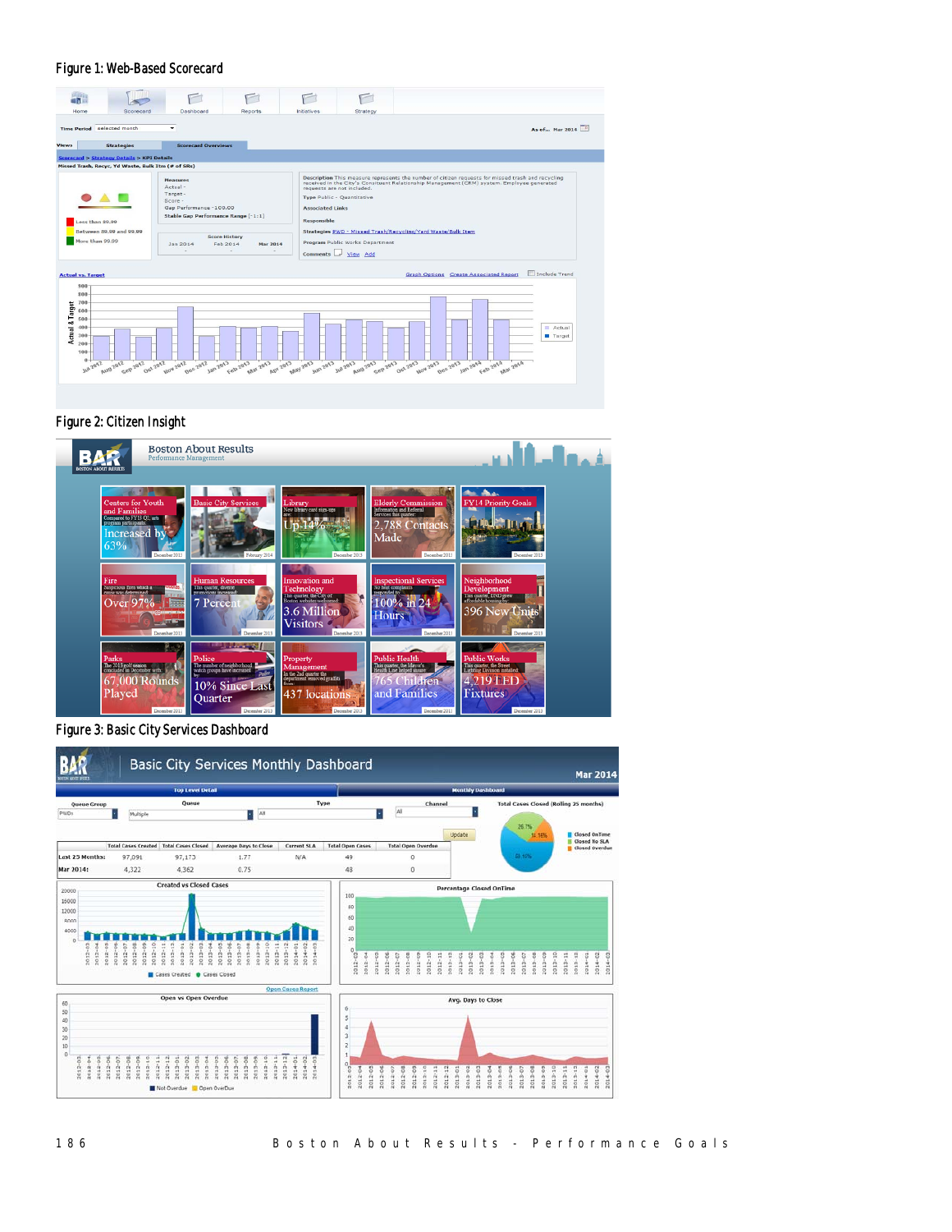Figure 1: Web-Based Scorecard

Figure 2: Citizen Insight

Figure 3: Basic City Services Dashboard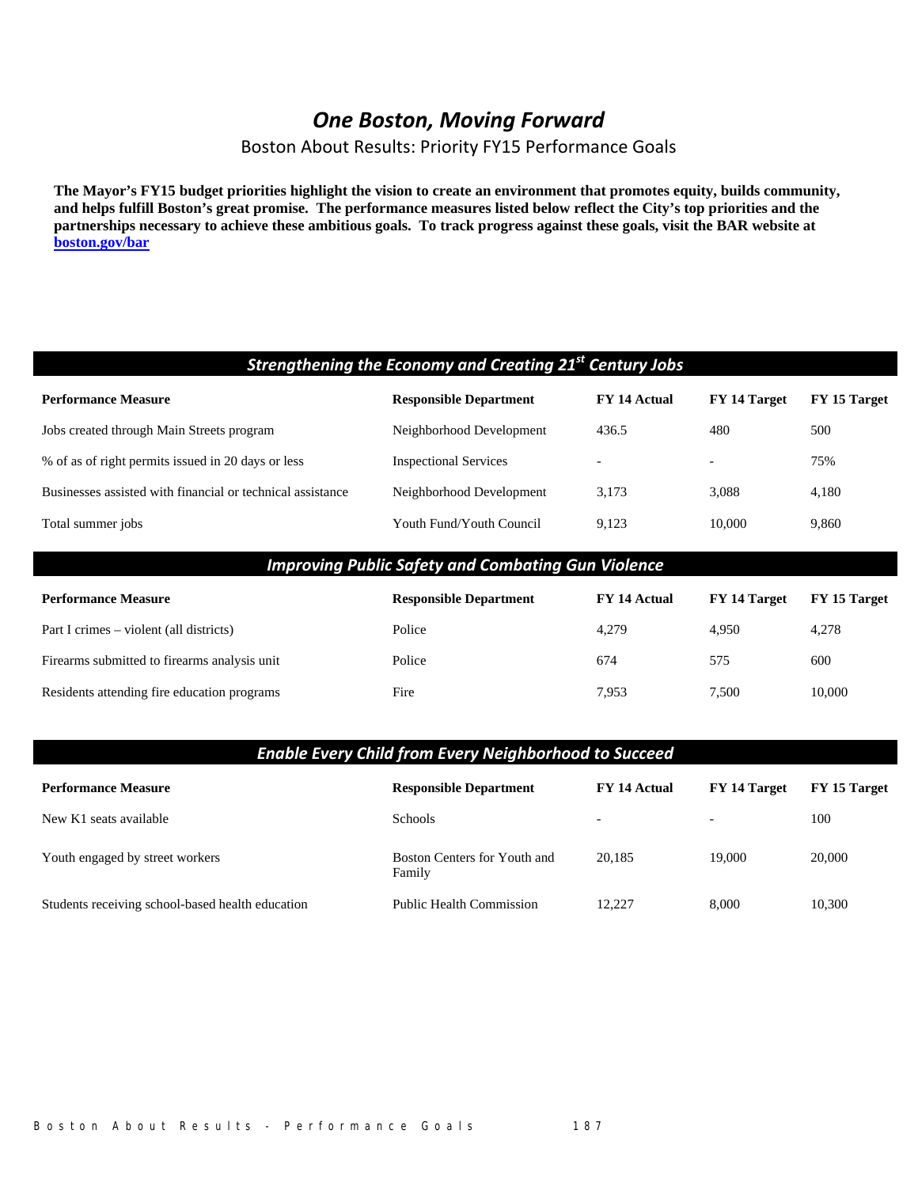# *One Boston, Moving Forward*

## Boston About Results: Priority FY15 Performance Goals

**The Mayor's FY15 budget priorities highlight the vision to create an environment that promotes equity, builds community, and helps fulfill Boston's great promise. The performance measures listed below reflect the City's top priorities and the partnerships necessary to achieve these ambitious goals. To track progress against these goals, visit the BAR website at [boston.gov/bar](boston.gov/bar)**

### *Strengthening the Economy and Creating 21st Century Jobs*

| Performance Measure | Responsible Department | FY 14 Actual | FY 14 Target | FY 15 Target |
|---|---|---|---|---|
| Jobs created through Main Streets program | Neighborhood Development | 436.5 | 480 | 500 |
| % of as of right permits issued in 20 days or less | Inspectional Services | - | - | 75% |
| Businesses assisted with financial or technical assistance | Neighborhood Development | 3,173 | 3,088 | 4,180 |
| Total summer jobs | Youth Fund/Youth Council | 9,123 | 10,000 | 9,860 |

### *Improving Public Safety and Combating Gun Violence*

| Performance Measure | Responsible Department | FY 14 Actual | FY 14 Target | FY 15 Target |
|---|---|---|---|---|
| Part I crimes – violent (all districts) | Police | 4,279 | 4,950 | 4,278 |
| Firearms submitted to firearms analysis unit | Police | 674 | 575 | 600 |
| Residents attending fire education programs | Fire | 7,953 | 7,500 | 10,000 |

### *Enable Every Child from Every Neighborhood to Succeed*

| Performance Measure | Responsible Department | FY 14 Actual | FY 14 Target | FY 15 Target |
|---|---|---|---|---|
| New K1 seats available | Schools | - | - | 100 |
| Youth engaged by street workers | Boston Centers for Youth and Family | 20,185 | 19,000 | 20,000 |
| Students receiving school-based health education | Public Health Commission | 12,227 | 8,000 | 10,300 |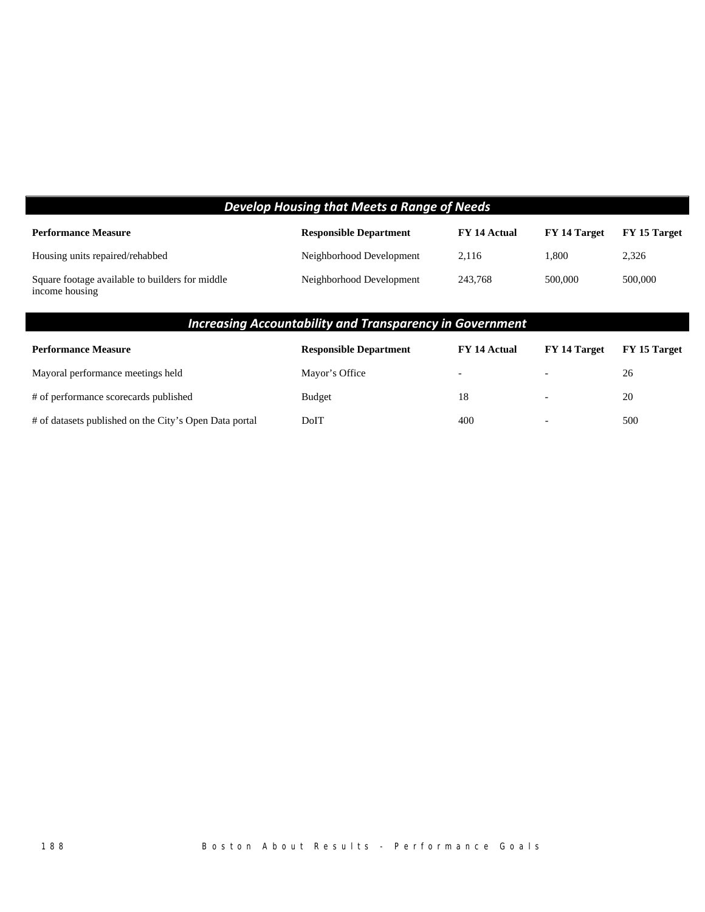## *Develop Housing that Meets a Range of Needs*

| Performance Measure | Responsible Department | FY 14 Actual | FY 14 Target | FY 15 Target |
|---|---|---|---|---|
| Housing units repaired/rehabbed | Neighborhood Development | 2,116 | 1,800 | 2,326 |
| Square footage available to builders for middle income housing | Neighborhood Development | 243,768 | 500,000 | 500,000 |

## *Increasing Accountability and Transparency in Government*

| Performance Measure | Responsible Department | FY 14 Actual | FY 14 Target | FY 15 Target |
|---|---|---|---|---|
| Mayoral performance meetings held | Mayor's Office | - | - | 26 |
| # of performance scorecards published | Budget | 18 | - | 20 |
| # of datasets published on the City's Open Data portal | DoIT | 400 | - | 500 |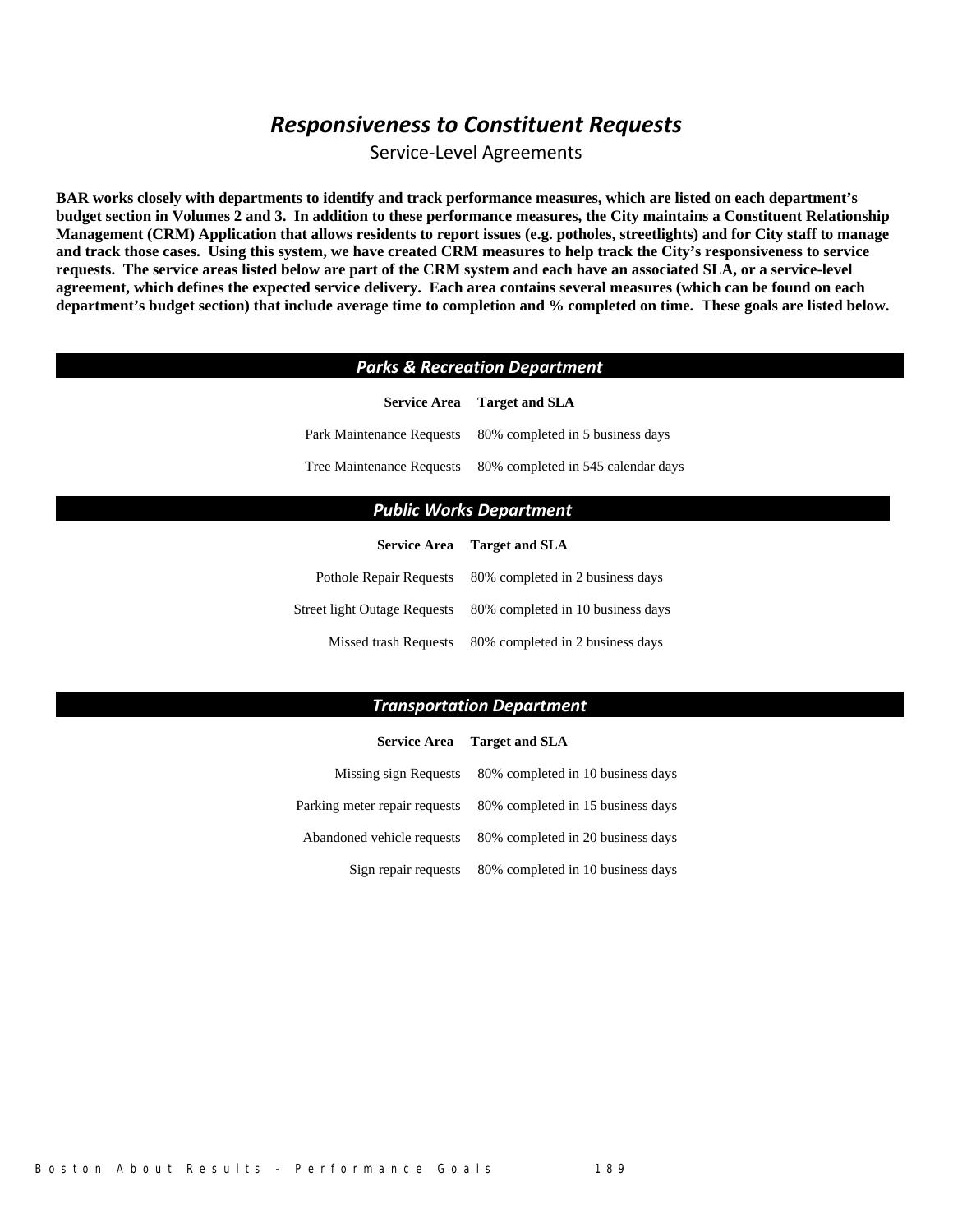# *Responsiveness to Constituent Requests*

Service-Level Agreements

**BAR works closely with departments to identify and track performance measures, which are listed on each department's budget section in Volumes 2 and 3. In addition to these performance measures, the City maintains a Constituent Relationship Management (CRM) Application that allows residents to report issues (e.g. potholes, streetlights) and for City staff to manage and track those cases. Using this system, we have created CRM measures to help track the City's responsiveness to service requests. The service areas listed below are part of the CRM system and each have an associated SLA, or a service-level agreement, which defines the expected service delivery. Each area contains several measures (which can be found on each department's budget section) that include average time to completion and % completed on time. These goals are listed below.**

## *Parks & Recreation Department*

| Service Area | Target and SLA |
|---|---|
| Park Maintenance Requests | 80% completed in 5 business days |
| Tree Maintenance Requests | 80% completed in 545 calendar days |

## *Public Works Department*

| Service Area | Target and SLA |
|---|---|
| Pothole Repair Requests | 80% completed in 2 business days |
| Street light Outage Requests | 80% completed in 10 business days |
| Missed trash Requests | 80% completed in 2 business days |

## *Transportation Department*

| Service Area | Target and SLA |
|---|---|
| Missing sign Requests | 80% completed in 10 business days |
| Parking meter repair requests | 80% completed in 15 business days |
| Abandoned vehicle requests | 80% completed in 20 business days |
| Sign repair requests | 80% completed in 10 business days |